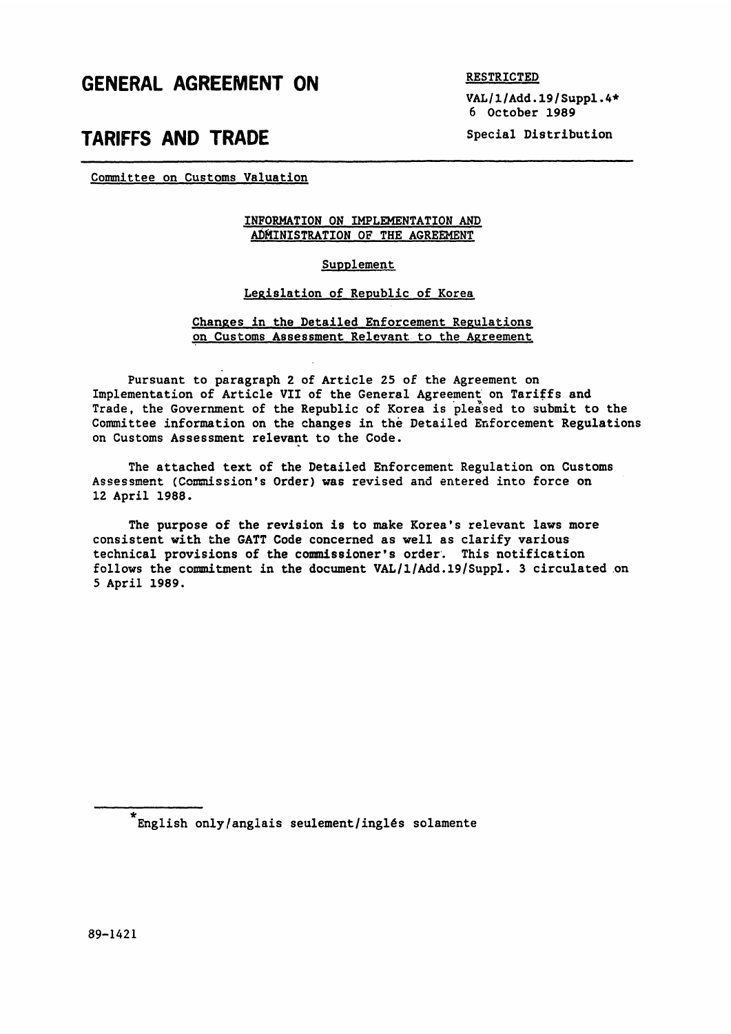# GENERAL AGREEMENT ON TARIFFS AND TRADE

RESTRICTED

VAL/1/Add.19/Suppl.4*
6 October 1989

Special Distribution

Committee on Customs Valuation

## INFORMATION ON IMPLEMENTATION AND ADMINISTRATION OF THE AGREEMENT

### Supplement

### Legislation of Republic of Korea

### Changes in the Detailed Enforcement Regulations on Customs Assessment Relevant to the Agreement

Pursuant to paragraph 2 of Article 25 of the Agreement on Implementation of Article VII of the General Agreement on Tariffs and Trade, the Government of the Republic of Korea is pleased to submit to the Committee information on the changes in the Detailed Enforcement Regulations on Customs Assessment relevant to the Code.

The attached text of the Detailed Enforcement Regulation on Customs Assessment (Commission's Order) was revised and entered into force on 12 April 1988.

The purpose of the revision is to make Korea's relevant laws more consistent with the GATT Code concerned as well as clarify various technical provisions of the commissioner's order. This notification follows the commitment in the document VAL/1/Add.19/Suppl. 3 circulated on 5 April 1989.

*English only/anglais seulement/inglés solamente

89-1421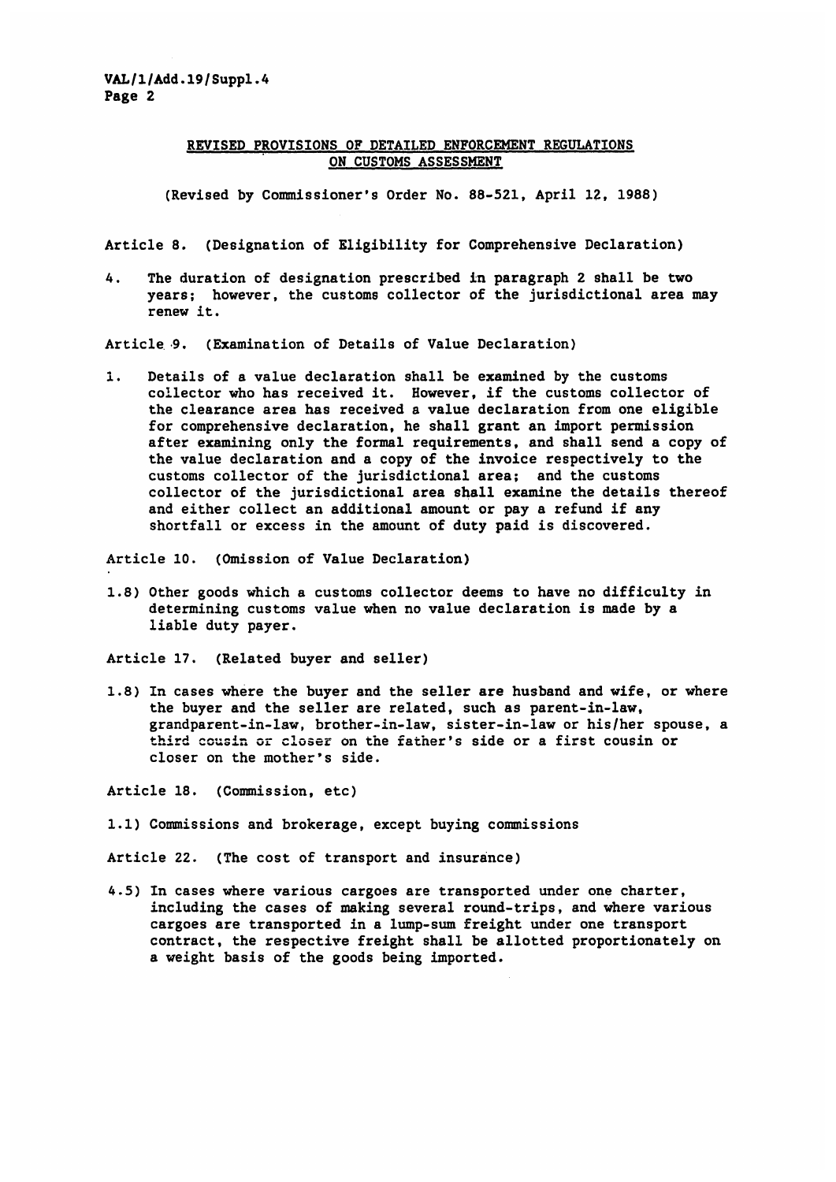## REVISED PROVISIONS OF DETAILED ENFORCEMENT REGULATIONS ON CUSTOMS ASSESSMENT

(Revised by Commissioner's Order No. 88-521, April 12, 1988)

Article 8. (Designation of Eligibility for Comprehensive Declaration)

4. The duration of designation prescribed in paragraph 2 shall be two years; however, the customs collector of the jurisdictional area may renew it.

Article 9. (Examination of Details of Value Declaration)

1. Details of a value declaration shall be examined by the customs collector who has received it. However, if the customs collector of the clearance area has received a value declaration from one eligible for comprehensive declaration, he shall grant an import permission after examining only the formal requirements, and shall send a copy of the value declaration and a copy of the invoice respectively to the customs collector of the jurisdictional area; and the customs collector of the jurisdictional area shall examine the details thereof and either collect an additional amount or pay a refund if any shortfall or excess in the amount of duty paid is discovered.

Article 10. (Omission of Value Declaration)

1.8) Other goods which a customs collector deems to have no difficulty in determining customs value when no value declaration is made by a liable duty payer.

Article 17. (Related buyer and seller)

1.8) In cases where the buyer and the seller are husband and wife, or where the buyer and the seller are related, such as parent-in-law, grandparent-in-law, brother-in-law, sister-in-law or his/her spouse, a third cousin or closer on the father's side or a first cousin or closer on the mother's side.

Article 18. (Commission, etc)

1.1) Commissions and brokerage, except buying commissions

Article 22. (The cost of transport and insurance)

4.5) In cases where various cargoes are transported under one charter, including the cases of making several round-trips, and where various cargoes are transported in a lump-sum freight under one transport contract, the respective freight shall be allotted proportionately on a weight basis of the goods being imported.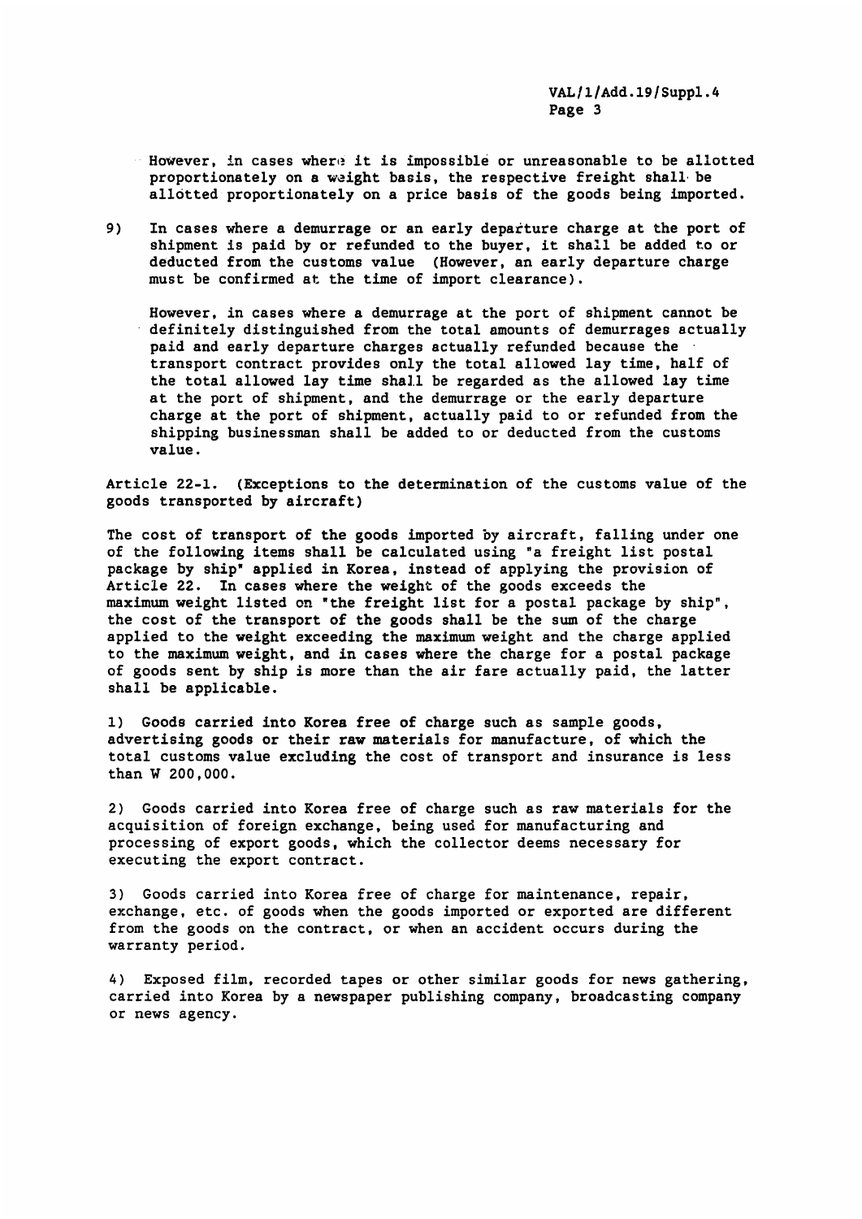However, in cases where it is impossible or unreasonable to be allotted proportionately on a weight basis, the respective freight shall be allotted proportionately on a price basis of the goods being imported.

9) In cases where a demurrage or an early departure charge at the port of shipment is paid by or refunded to the buyer, it shall be added to or deducted from the customs value (However, an early departure charge must be confirmed at the time of import clearance).

However, in cases where a demurrage at the port of shipment cannot be definitely distinguished from the total amounts of demurrages actually paid and early departure charges actually refunded because the transport contract provides only the total allowed lay time, half of the total allowed lay time shall be regarded as the allowed lay time at the port of shipment, and the demurrage or the early departure charge at the port of shipment, actually paid to or refunded from the shipping businessman shall be added to or deducted from the customs value.

Article 22-1. (Exceptions to the determination of the customs value of the goods transported by aircraft)

The cost of transport of the goods imported by aircraft, falling under one of the following items shall be calculated using "a freight list postal package by ship" applied in Korea, instead of applying the provision of Article 22. In cases where the weight of the goods exceeds the maximum weight listed on "the freight list for a postal package by ship", the cost of the transport of the goods shall be the sum of the charge applied to the weight exceeding the maximum weight and the charge applied to the maximum weight, and in cases where the charge for a postal package of goods sent by ship is more than the air fare actually paid, the latter shall be applicable.

1) Goods carried into Korea free of charge such as sample goods, advertising goods or their raw materials for manufacture, of which the total customs value excluding the cost of transport and insurance is less than W 200,000.

2) Goods carried into Korea free of charge such as raw materials for the acquisition of foreign exchange, being used for manufacturing and processing of export goods, which the collector deems necessary for executing the export contract.

3) Goods carried into Korea free of charge for maintenance, repair, exchange, etc. of goods when the goods imported or exported are different from the goods on the contract, or when an accident occurs during the warranty period.

4) Exposed film, recorded tapes or other similar goods for news gathering, carried into Korea by a newspaper publishing company, broadcasting company or news agency.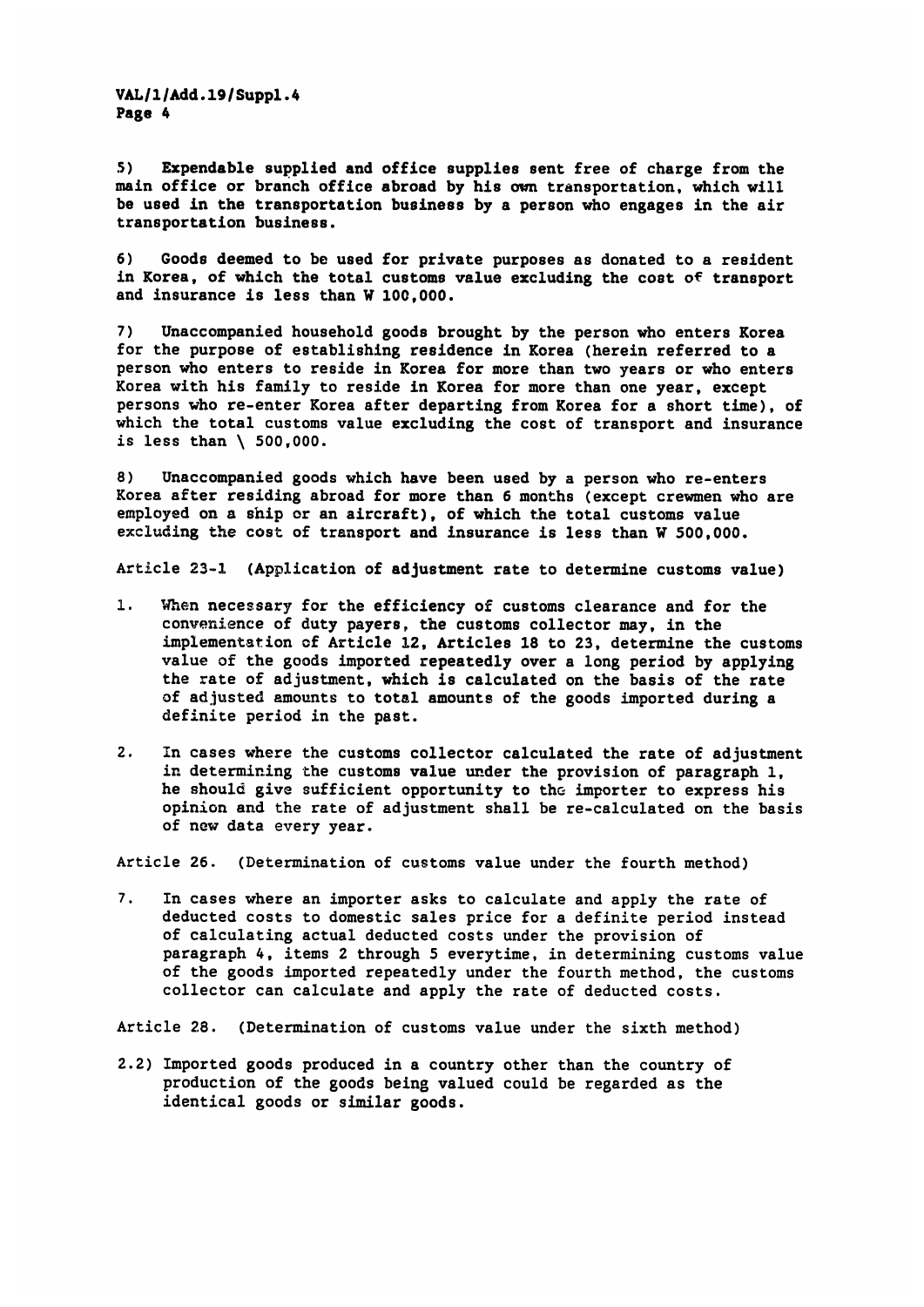5) Expendable supplied and office supplies sent free of charge from the main office or branch office abroad by his own transportation, which will be used in the transportation business by a person who engages in the air transportation business.

6) Goods deemed to be used for private purposes as donated to a resident in Korea, of which the total customs value excluding the cost of transport and insurance is less than W 100,000.

7) Unaccompanied household goods brought by the person who enters Korea for the purpose of establishing residence in Korea (herein referred to a person who enters to reside in Korea for more than two years or who enters Korea with his family to reside in Korea for more than one year, except persons who re-enter Korea after departing from Korea for a short time), of which the total customs value excluding the cost of transport and insurance is less than \ 500,000.

8) Unaccompanied goods which have been used by a person who re-enters Korea after residing abroad for more than 6 months (except crewmen who are employed on a ship or an aircraft), of which the total customs value excluding the cost of transport and insurance is less than W 500,000.

Article 23-1 (Application of adjustment rate to determine customs value)

1. When necessary for the efficiency of customs clearance and for the convenience of duty payers, the customs collector may, in the implementation of Article 12, Articles 18 to 23, determine the customs value of the goods imported repeatedly over a long period by applying the rate of adjustment, which is calculated on the basis of the rate of adjusted amounts to total amounts of the goods imported during a definite period in the past.

2. In cases where the customs collector calculated the rate of adjustment in determining the customs value under the provision of paragraph 1, he should give sufficient opportunity to the importer to express his opinion and the rate of adjustment shall be re-calculated on the basis of new data every year.

Article 26. (Determination of customs value under the fourth method)

7. In cases where an importer asks to calculate and apply the rate of deducted costs to domestic sales price for a definite period instead of calculating actual deducted costs under the provision of paragraph 4, items 2 through 5 everytime, in determining customs value of the goods imported repeatedly under the fourth method, the customs collector can calculate and apply the rate of deducted costs.

Article 28. (Determination of customs value under the sixth method)

2.2) Imported goods produced in a country other than the country of production of the goods being valued could be regarded as the identical goods or similar goods.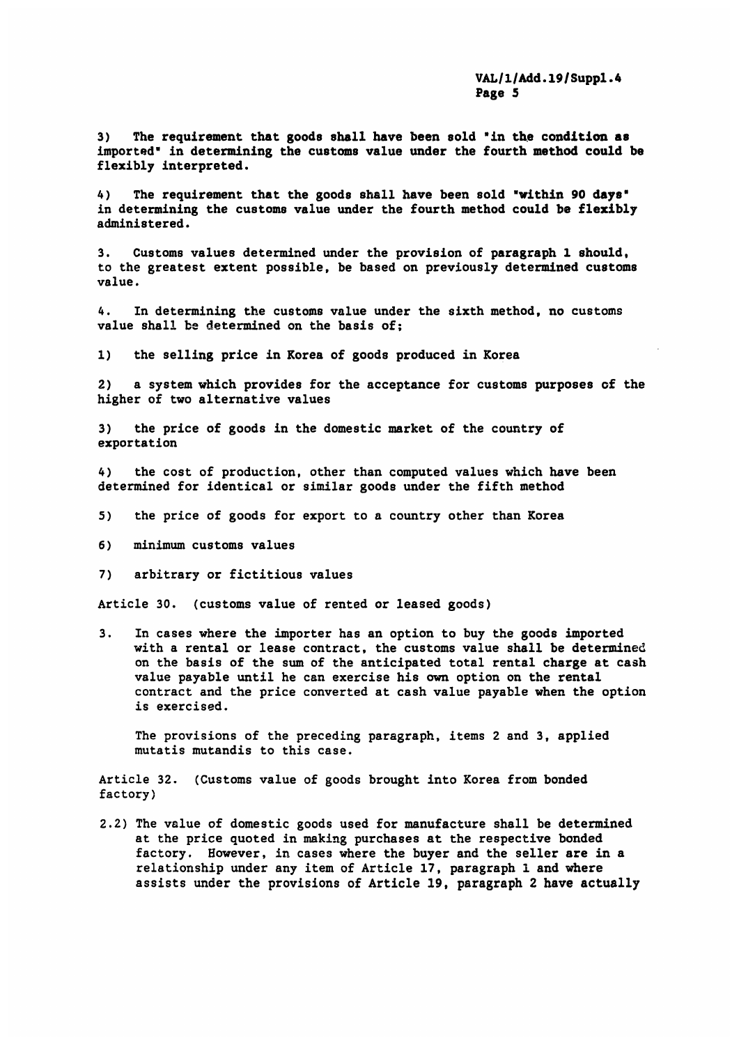3) The requirement that goods shall have been sold "in the condition as imported" in determining the customs value under the fourth method could be flexibly interpreted.

4) The requirement that the goods shall have been sold "within 90 days" in determining the customs value under the fourth method could be flexibly administered.

3. Customs values determined under the provision of paragraph 1 should, to the greatest extent possible, be based on previously determined customs value.

4. In determining the customs value under the sixth method, no customs value shall be determined on the basis of;

1) the selling price in Korea of goods produced in Korea

2) a system which provides for the acceptance for customs purposes of the higher of two alternative values

3) the price of goods in the domestic market of the country of exportation

4) the cost of production, other than computed values which have been determined for identical or similar goods under the fifth method

5) the price of goods for export to a country other than Korea

6) minimum customs values

7) arbitrary or fictitious values

Article 30. (customs value of rented or leased goods)

3. In cases where the importer has an option to buy the goods imported with a rental or lease contract, the customs value shall be determined on the basis of the sum of the anticipated total rental charge at cash value payable until he can exercise his own option on the rental contract and the price converted at cash value payable when the option is exercised.

   The provisions of the preceding paragraph, items 2 and 3, applied mutatis mutandis to this case.

Article 32. (Customs value of goods brought into Korea from bonded factory)

2.2) The value of domestic goods used for manufacture shall be determined at the price quoted in making purchases at the respective bonded factory. However, in cases where the buyer and the seller are in a relationship under any item of Article 17, paragraph 1 and where assists under the provisions of Article 19, paragraph 2 have actually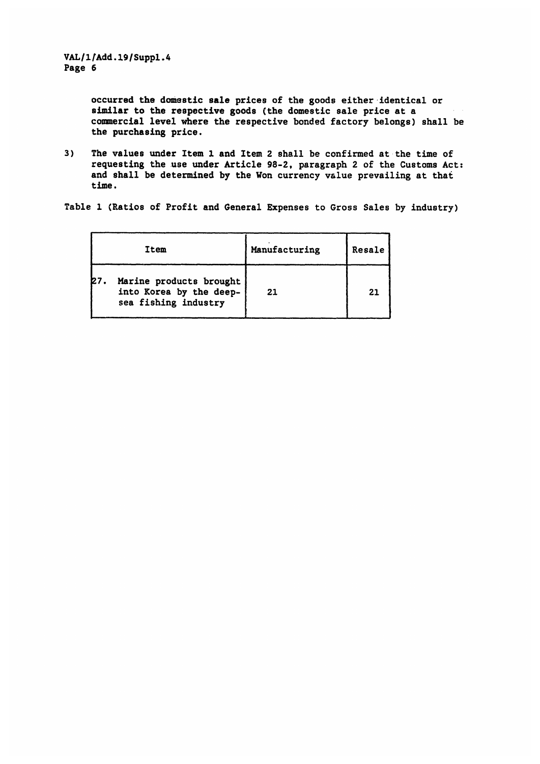occurred the domestic sale prices of the goods either identical or similar to the respective goods (the domestic sale price at a commercial level where the respective bonded factory belongs) shall be the purchasing price.

3) The values under Item 1 and Item 2 shall be confirmed at the time of requesting the use under Article 98-2, paragraph 2 of the Customs Act: and shall be determined by the Won currency value prevailing at that time.

Table 1 (Ratios of Profit and General Expenses to Gross Sales by industry)

| Item | Manufacturing | Resale |
|---|---|---|
| 27. Marine products brought into Korea by the deep-sea fishing industry | 21 | 21 |